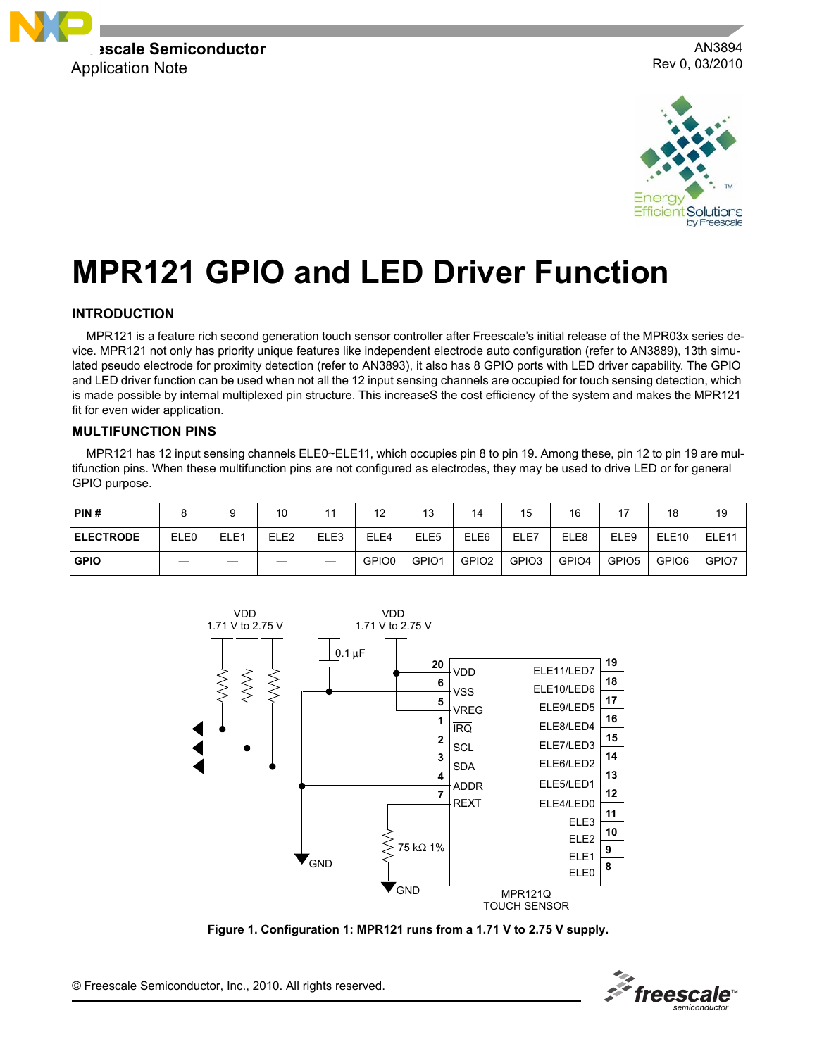Freescale Semiconductor
Application Note

AN3894
Rev 0, 03/2010

# MPR121 GPIO and LED Driver Function

## INTRODUCTION

MPR121 is a feature rich second generation touch sensor controller after Freescale's initial release of the MPR03x series device. MPR121 not only has priority unique features like independent electrode auto configuration (refer to AN3889), 13th simulated pseudo electrode for proximity detection (refer to AN3893), it also has 8 GPIO ports with LED driver capability. The GPIO and LED driver function can be used when not all the 12 input sensing channels are occupied for touch sensing detection, which is made possible by internal multiplexed pin structure. This increaseS the cost efficiency of the system and makes the MPR121 fit for even wider application.

## MULTIFUNCTION PINS

MPR121 has 12 input sensing channels ELE0~ELE11, which occupies pin 8 to pin 19. Among these, pin 12 to pin 19 are multifunction pins. When these multifunction pins are not configured as electrodes, they may be used to drive LED or for general GPIO purpose.

| PIN # | 8 | 9 | 10 | 11 | 12 | 13 | 14 | 15 | 16 | 17 | 18 | 19 |
|---|---|---|---|---|---|---|---|---|---|---|---|---|
| ELECTRODE | ELE0 | ELE1 | ELE2 | ELE3 | ELE4 | ELE5 | ELE6 | ELE7 | ELE8 | ELE9 | ELE10 | ELE11 |
| GPIO | — | — | — | — | GPIO0 | GPIO1 | GPIO2 | GPIO3 | GPIO4 | GPIO5 | GPIO6 | GPIO7 |

**Figure 1. Configuration 1: MPR121 runs from a 1.71 V to 2.75 V supply.**

© Freescale Semiconductor, Inc., 2010. All rights reserved.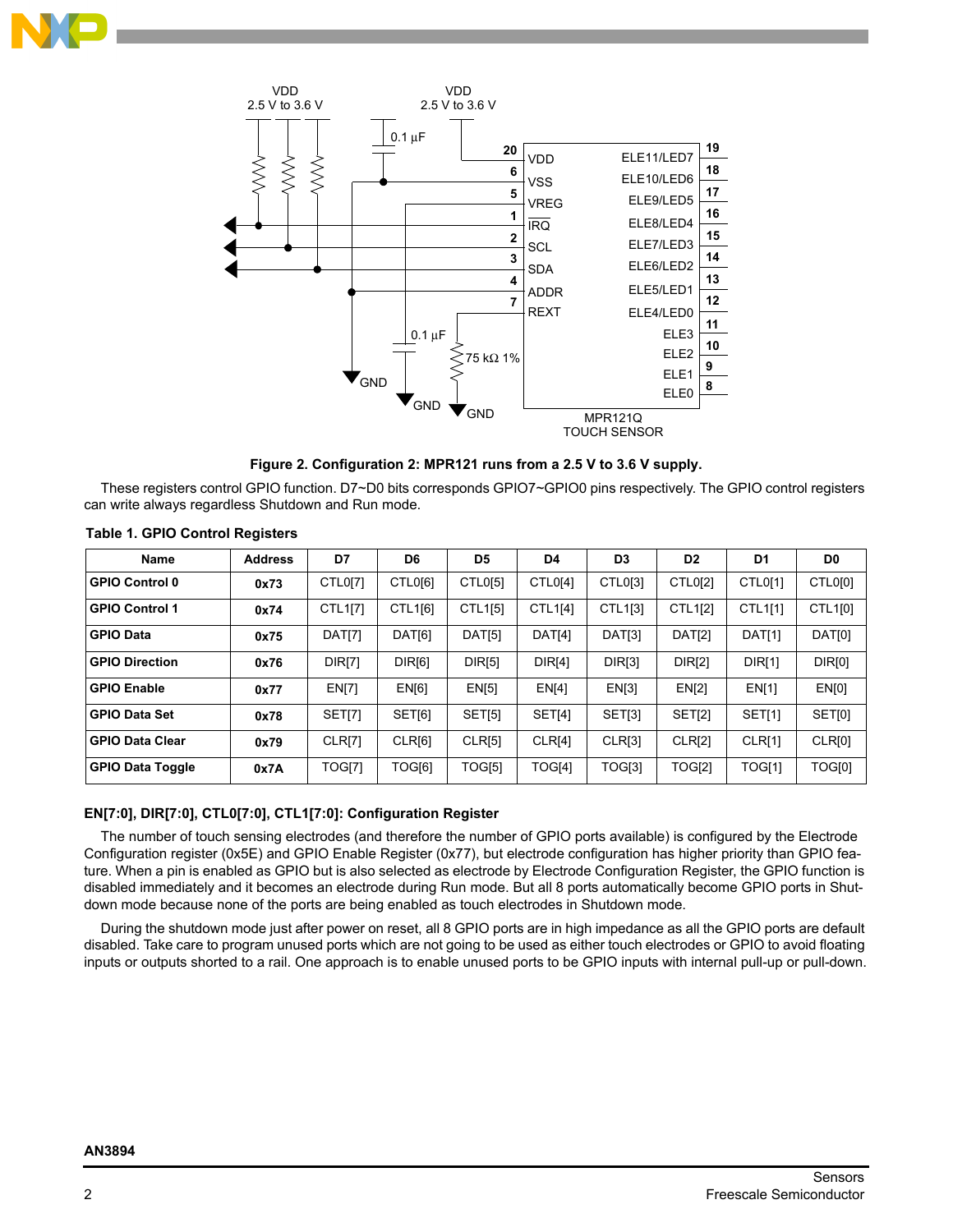**Figure 2. Configuration 2: MPR121 runs from a 2.5 V to 3.6 V supply.**

These registers control GPIO function. D7~D0 bits corresponds GPIO7~GPIO0 pins respectively. The GPIO control registers can write always regardless Shutdown and Run mode.

**Table 1. GPIO Control Registers**

| Name | Address | D7 | D6 | D5 | D4 | D3 | D2 | D1 | D0 |
|---|---|---|---|---|---|---|---|---|---|
| **GPIO Control 0** | **0x73** | CTL0[7] | CTL0[6] | CTL0[5] | CTL0[4] | CTL0[3] | CTL0[2] | CTL0[1] | CTL0[0] |
| **GPIO Control 1** | **0x74** | CTL1[7] | CTL1[6] | CTL1[5] | CTL1[4] | CTL1[3] | CTL1[2] | CTL1[1] | CTL1[0] |
| **GPIO Data** | **0x75** | DAT[7] | DAT[6] | DAT[5] | DAT[4] | DAT[3] | DAT[2] | DAT[1] | DAT[0] |
| **GPIO Direction** | **0x76** | DIR[7] | DIR[6] | DIR[5] | DIR[4] | DIR[3] | DIR[2] | DIR[1] | DIR[0] |
| **GPIO Enable** | **0x77** | EN[7] | EN[6] | EN[5] | EN[4] | EN[3] | EN[2] | EN[1] | EN[0] |
| **GPIO Data Set** | **0x78** | SET[7] | SET[6] | SET[5] | SET[4] | SET[3] | SET[2] | SET[1] | SET[0] |
| **GPIO Data Clear** | **0x79** | CLR[7] | CLR[6] | CLR[5] | CLR[4] | CLR[3] | CLR[2] | CLR[1] | CLR[0] |
| **GPIO Data Toggle** | **0x7A** | TOG[7] | TOG[6] | TOG[5] | TOG[4] | TOG[3] | TOG[2] | TOG[1] | TOG[0] |

### EN[7:0], DIR[7:0], CTL0[7:0], CTL1[7:0]: Configuration Register

The number of touch sensing electrodes (and therefore the number of GPIO ports available) is configured by the Electrode Configuration register (0x5E) and GPIO Enable Register (0x77), but electrode configuration has higher priority than GPIO feature. When a pin is enabled as GPIO but is also selected as electrode by Electrode Configuration Register, the GPIO function is disabled immediately and it becomes an electrode during Run mode. But all 8 ports automatically become GPIO ports in Shutdown mode because none of the ports are being enabled as touch electrodes in Shutdown mode.

During the shutdown mode just after power on reset, all 8 GPIO ports are in high impedance as all the GPIO ports are default disabled. Take care to program unused ports which are not going to be used as either touch electrodes or GPIO to avoid floating inputs or outputs shorted to a rail. One approach is to enable unused ports to be GPIO inputs with internal pull-up or pull-down.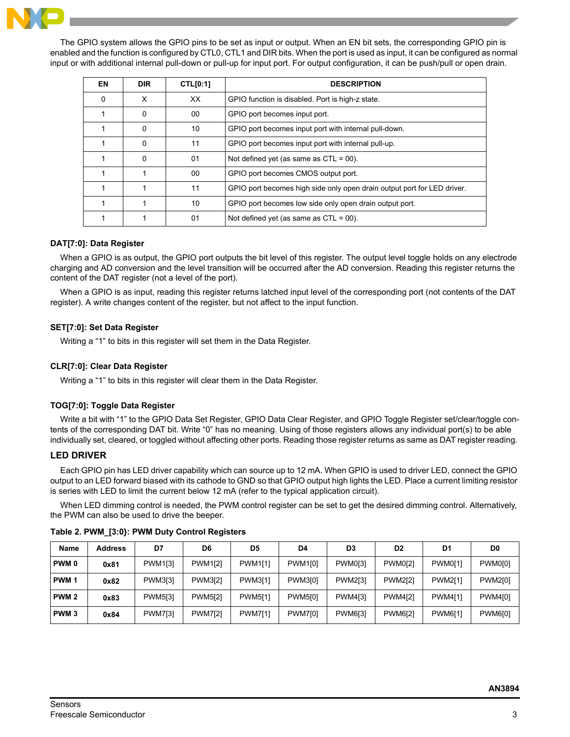The GPIO system allows the GPIO pins to be set as input or output. When an EN bit sets, the corresponding GPIO pin is enabled and the function is configured by CTL0, CTL1 and DIR bits. When the port is used as input, it can be configured as normal input or with additional internal pull-down or pull-up for input port. For output configuration, it can be push/pull or open drain.

| EN | DIR | CTL[0:1] | DESCRIPTION |
|---|---|---|---|
| 0 | X | XX | GPIO function is disabled. Port is high-z state. |
| 1 | 0 | 00 | GPIO port becomes input port. |
| 1 | 0 | 10 | GPIO port becomes input port with internal pull-down. |
| 1 | 0 | 11 | GPIO port becomes input port with internal pull-up. |
| 1 | 0 | 01 | Not defined yet (as same as CTL = 00). |
| 1 | 1 | 00 | GPIO port becomes CMOS output port. |
| 1 | 1 | 11 | GPIO port becomes high side only open drain output port for LED driver. |
| 1 | 1 | 10 | GPIO port becomes low side only open drain output port. |
| 1 | 1 | 01 | Not defined yet (as same as CTL = 00). |

**DAT[7:0]: Data Register**

When a GPIO is as output, the GPIO port outputs the bit level of this register. The output level toggle holds on any electrode charging and AD conversion and the level transition will be occurred after the AD conversion. Reading this register returns the content of the DAT register (not a level of the port).

When a GPIO is as input, reading this register returns latched input level of the corresponding port (not contents of the DAT register). A write changes content of the register, but not affect to the input function.

**SET[7:0]: Set Data Register**

Writing a “1” to bits in this register will set them in the Data Register.

**CLR[7:0]: Clear Data Register**

Writing a “1” to bits in this register will clear them in the Data Register.

**TOG[7:0]: Toggle Data Register**

Write a bit with “1” to the GPIO Data Set Register, GPIO Data Clear Register, and GPIO Toggle Register set/clear/toggle contents of the corresponding DAT bit. Write “0” has no meaning. Using of those registers allows any individual port(s) to be able individually set, cleared, or toggled without affecting other ports. Reading those register returns as same as DAT register reading.

## LED DRIVER

Each GPIO pin has LED driver capability which can source up to 12 mA. When GPIO is used to driver LED, connect the GPIO output to an LED forward biased with its cathode to GND so that GPIO output high lights the LED. Place a current limiting resistor is series with LED to limit the current below 12 mA (refer to the typical application circuit).

When LED dimming control is needed, the PWM control register can be set to get the desired dimming control. Alternatively, the PWM can also be used to drive the beeper.

**Table 2. PWM_[3:0}: PWM Duty Control Registers**

| Name | Address | D7 | D6 | D5 | D4 | D3 | D2 | D1 | D0 |
|---|---|---|---|---|---|---|---|---|---|
| **PWM 0** | **0x81** | PWM1[3] | PWM1[2] | PWM1[1] | PWM1[0] | PWM0[3] | PWM0[2] | PWM0[1] | PWM0[0] |
| **PWM 1** | **0x82** | PWM3[3] | PWM3[2] | PWM3[1] | PWM3[0] | PWM2[3] | PWM2[2] | PWM2[1] | PWM2[0] |
| **PWM 2** | **0x83** | PWM5[3] | PWM5[2] | PWM5[1] | PWM5[0] | PWM4[3] | PWM4[2] | PWM4[1] | PWM4[0] |
| **PWM 3** | **0x84** | PWM7[3] | PWM7[2] | PWM7[1] | PWM7[0] | PWM6[3] | PWM6[2] | PWM6[1] | PWM6[0] |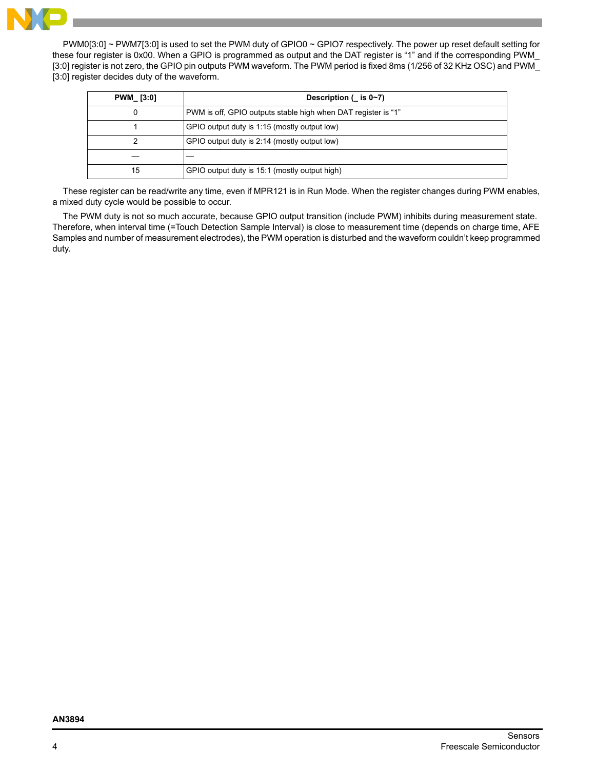PWM0[3:0] ~ PWM7[3:0] is used to set the PWM duty of GPIO0 ~ GPIO7 respectively. The power up reset default setting for these four register is 0x00. When a GPIO is programmed as output and the DAT register is “1” and if the corresponding PWM_ [3:0] register is not zero, the GPIO pin outputs PWM waveform. The PWM period is fixed 8ms (1/256 of 32 KHz OSC) and PWM_ [3:0] register decides duty of the waveform.

| PWM_ [3:0] | Description (_ is 0~7) |
|---|---|
| 0 | PWM is off, GPIO outputs stable high when DAT register is “1” |
| 1 | GPIO output duty is 1:15 (mostly output low) |
| 2 | GPIO output duty is 2:14 (mostly output low) |
| — | — |
| 15 | GPIO output duty is 15:1 (mostly output high) |

These register can be read/write any time, even if MPR121 is in Run Mode. When the register changes during PWM enables, a mixed duty cycle would be possible to occur.

The PWM duty is not so much accurate, because GPIO output transition (include PWM) inhibits during measurement state. Therefore, when interval time (=Touch Detection Sample Interval) is close to measurement time (depends on charge time, AFE Samples and number of measurement electrodes), the PWM operation is disturbed and the waveform couldn’t keep programmed duty.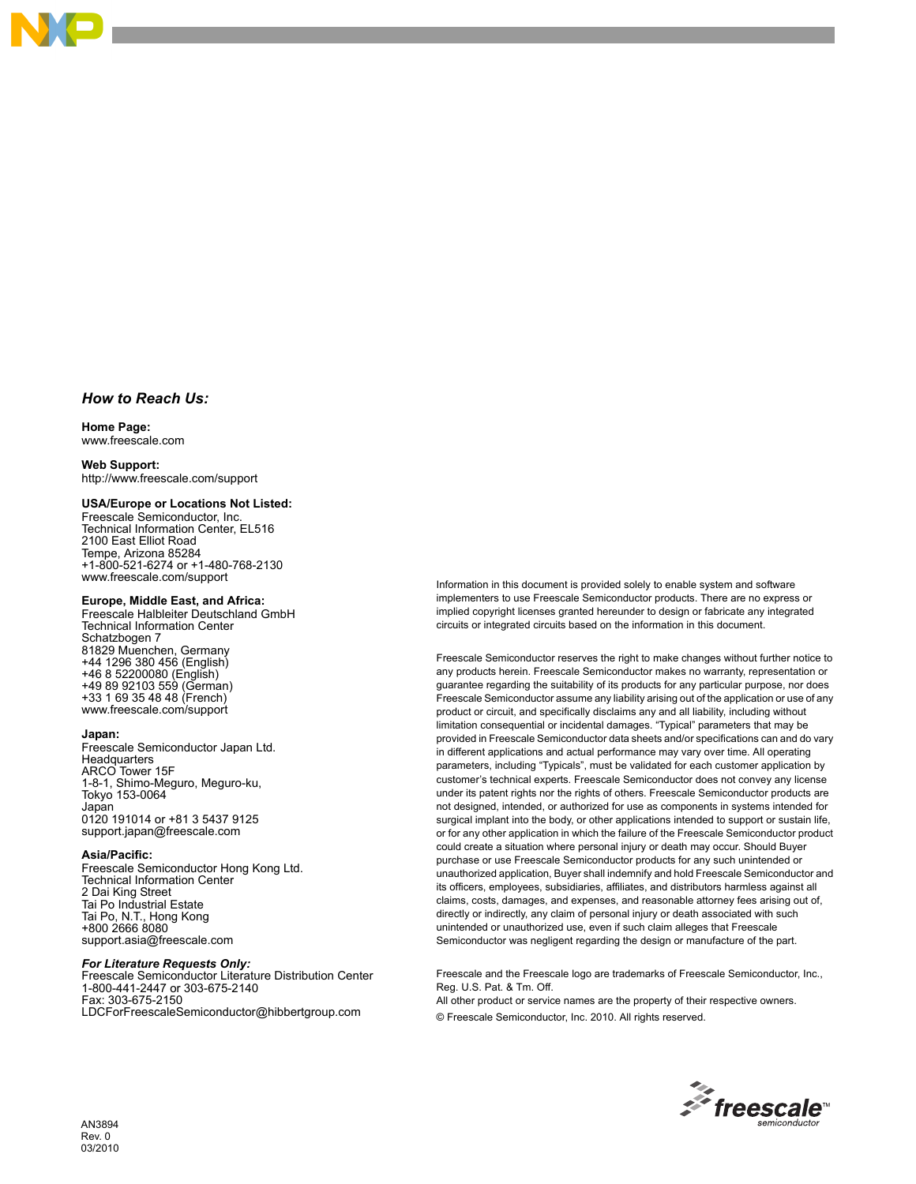*How to Reach Us:*

**Home Page:**
www.freescale.com

**Web Support:**
http://www.freescale.com/support

**USA/Europe or Locations Not Listed:**
Freescale Semiconductor, Inc.
Technical Information Center, EL516
2100 East Elliot Road
Tempe, Arizona 85284
+1-800-521-6274 or +1-480-768-2130
www.freescale.com/support

**Europe, Middle East, and Africa:**
Freescale Halbleiter Deutschland GmbH
Technical Information Center
Schatzbogen 7
81829 Muenchen, Germany
+44 1296 380 456 (English)
+46 8 52200080 (English)
+49 89 92103 559 (German)
+33 1 69 35 48 48 (French)
www.freescale.com/support

**Japan:**
Freescale Semiconductor Japan Ltd.
Headquarters
ARCO Tower 15F
1-8-1, Shimo-Meguro, Meguro-ku,
Tokyo 153-0064
Japan
0120 191014 or +81 3 5437 9125
support.japan@freescale.com

**Asia/Pacific:**
Freescale Semiconductor Hong Kong Ltd.
Technical Information Center
2 Dai King Street
Tai Po Industrial Estate
Tai Po, N.T., Hong Kong
+800 2666 8080
support.asia@freescale.com

***For Literature Requests Only:***
Freescale Semiconductor Literature Distribution Center
1-800-441-2447 or 303-675-2140
Fax: 303-675-2150
LDCForFreescaleSemiconductor@hibbertgroup.com

Information in this document is provided solely to enable system and software implementers to use Freescale Semiconductor products. There are no express or implied copyright licenses granted hereunder to design or fabricate any integrated circuits or integrated circuits based on the information in this document.

Freescale Semiconductor reserves the right to make changes without further notice to any products herein. Freescale Semiconductor makes no warranty, representation or guarantee regarding the suitability of its products for any particular purpose, nor does Freescale Semiconductor assume any liability arising out of the application or use of any product or circuit, and specifically disclaims any and all liability, including without limitation consequential or incidental damages. "Typical" parameters that may be provided in Freescale Semiconductor data sheets and/or specifications can and do vary in different applications and actual performance may vary over time. All operating parameters, including "Typicals", must be validated for each customer application by customer's technical experts. Freescale Semiconductor does not convey any license under its patent rights nor the rights of others. Freescale Semiconductor products are not designed, intended, or authorized for use as components in systems intended for surgical implant into the body, or other applications intended to support or sustain life, or for any other application in which the failure of the Freescale Semiconductor product could create a situation where personal injury or death may occur. Should Buyer purchase or use Freescale Semiconductor products for any such unintended or unauthorized application, Buyer shall indemnify and hold Freescale Semiconductor and its officers, employees, subsidiaries, affiliates, and distributors harmless against all claims, costs, damages, and expenses, and reasonable attorney fees arising out of, directly or indirectly, any claim of personal injury or death associated with such unintended or unauthorized use, even if such claim alleges that Freescale Semiconductor was negligent regarding the design or manufacture of the part.

Freescale and the Freescale logo are trademarks of Freescale Semiconductor, Inc., Reg. U.S. Pat. & Tm. Off.
All other product or service names are the property of their respective owners.
© Freescale Semiconductor, Inc. 2010. All rights reserved.

AN3894
Rev. 0
03/2010